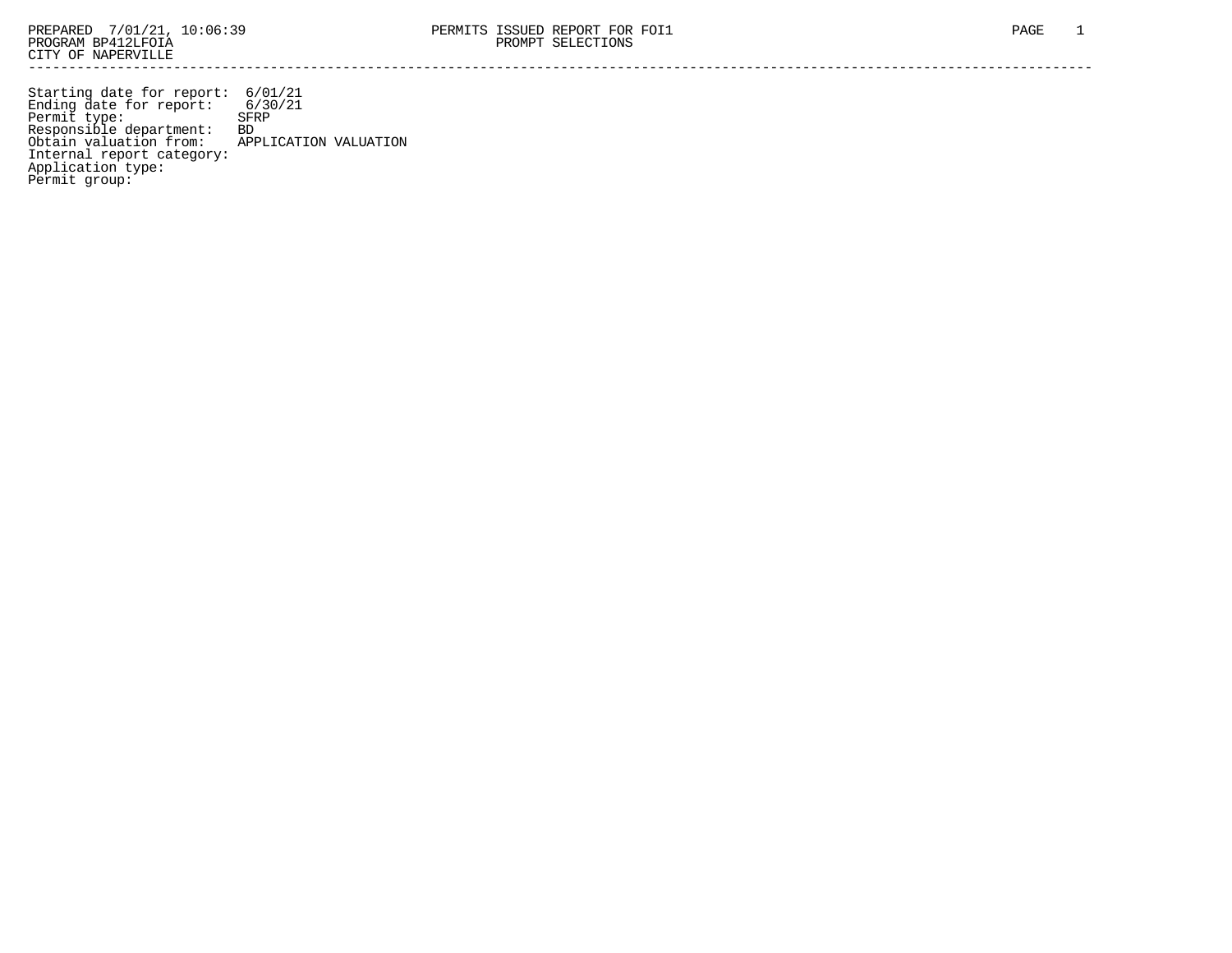PREPARED 7/01/21, 10:06:39 PERMITS ISSUED REPORT FOR FOI1
PROGRAM BP412LFOIA PROMPT SELECTIONS
CITY OF NAPERVILLE

---

Starting date for report: 6/01/21
Ending date for report: 6/30/21
Permit type: SFRP
Responsible department: BD
Obtain valuation from: APPLICATION VALUATION
Internal report category:
Application type:
Permit group: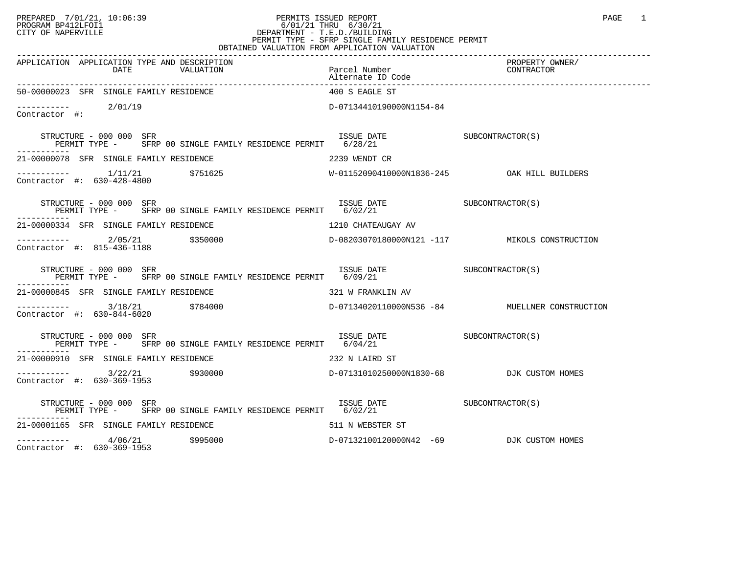PREPARED 7/01/21, 10:06:39
PROGRAM BP412LFOI1
CITY OF NAPERVILLE

# PERMITS ISSUED REPORT

6/01/21 THRU 6/30/21
DEPARTMENT - T.E.D./BUILDING
PERMIT TYPE - SFRP SINGLE FAMILY RESIDENCE PERMIT
OBTAINED VALUATION FROM APPLICATION VALUATION

| APPLICATION | APPLICATION TYPE AND DESCRIPTION | DATE | VALUATION | Parcel Number / Alternate ID Code | PROPERTY OWNER/ CONTRACTOR | Contractor #: | STRUCTURE | PERMIT TYPE | ISSUE DATE | SUBCONTRACTOR(S) |
|---|---|---|---|---|---|---|---|---|---|---|
| 50-00000023 | SFR SINGLE FAMILY RESIDENCE | 2/01/19 | | 400 S EAGLE ST / D-07134410190000N1154-84 | | | 000 000 SFR | SFRP 00 SINGLE FAMILY RESIDENCE PERMIT | 6/28/21 | |
| 21-00000078 | SFR SINGLE FAMILY RESIDENCE | 1/11/21 | $751625 | 2239 WENDT CR / W-01152090410000N1836-245 | OAK HILL BUILDERS | 630-428-4800 | 000 000 SFR | SFRP 00 SINGLE FAMILY RESIDENCE PERMIT | 6/02/21 | |
| 21-00000334 | SFR SINGLE FAMILY RESIDENCE | 2/05/21 | $350000 | 1210 CHATEAUGAY AV / D-08203070180000N121 -117 | MIKOLS CONSTRUCTION | 815-436-1188 | 000 000 SFR | SFRP 00 SINGLE FAMILY RESIDENCE PERMIT | 6/09/21 | |
| 21-00000845 | SFR SINGLE FAMILY RESIDENCE | 3/18/21 | $784000 | 321 W FRANKLIN AV / D-07134020110000N536 -84 | MUELLNER CONSTRUCTION | 630-844-6020 | 000 000 SFR | SFRP 00 SINGLE FAMILY RESIDENCE PERMIT | 6/04/21 | |
| 21-00000910 | SFR SINGLE FAMILY RESIDENCE | 3/22/21 | $930000 | 232 N LAIRD ST / D-07131010250000N1830-68 | DJK CUSTOM HOMES | 630-369-1953 | 000 000 SFR | SFRP 00 SINGLE FAMILY RESIDENCE PERMIT | 6/02/21 | |
| 21-00001165 | SFR SINGLE FAMILY RESIDENCE | 4/06/21 | $995000 | 511 N WEBSTER ST / D-07132100120000N42 -69 | DJK CUSTOM HOMES | 630-369-1953 | | | | |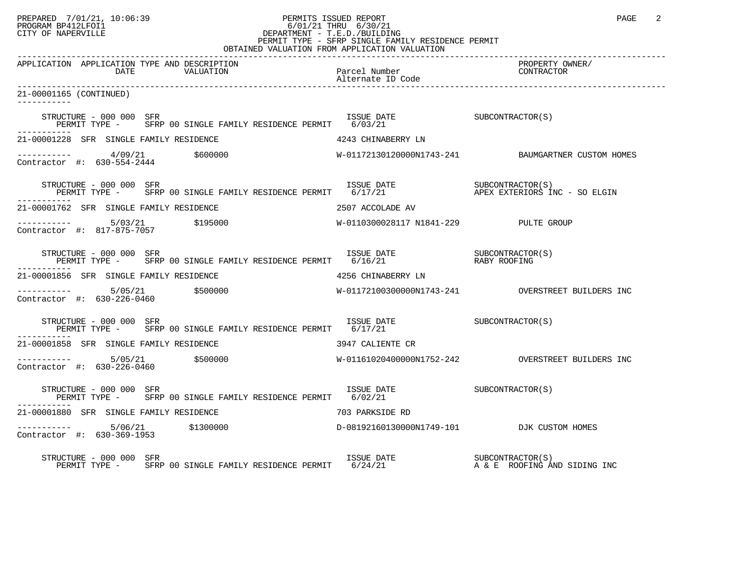21-00001165 (CONTINUED)

| APPLICATION | APPLICATION TYPE AND DESCRIPTION DATE | VALUATION | Parcel Number / Alternate ID Code | PROPERTY OWNER/ CONTRACTOR |
|---|---|---|---|---|
| STRUCTURE - 000 000 SFR | PERMIT TYPE - SFRP 00 SINGLE FAMILY RESIDENCE PERMIT | | ISSUE DATE 6/03/21 | SUBCONTRACTOR(S) |
| 21-00001228 | SFR SINGLE FAMILY RESIDENCE | | 4243 CHINABERRY LN | |
| Contractor #: 630-554-2444 | 4/09/21 | $600000 | W-01172130120000N1743-241 | BAUMGARTNER CUSTOM HOMES |
| STRUCTURE - 000 000 SFR | PERMIT TYPE - SFRP 00 SINGLE FAMILY RESIDENCE PERMIT | | ISSUE DATE 6/17/21 | SUBCONTRACTOR(S) APEX EXTERIORS INC - SO ELGIN |
| 21-00001762 | SFR SINGLE FAMILY RESIDENCE | | 2507 ACCOLADE AV | |
| Contractor #: 817-875-7057 | 5/03/21 | $195000 | W-0110300028117 N1841-229 | PULTE GROUP |
| STRUCTURE - 000 000 SFR | PERMIT TYPE - SFRP 00 SINGLE FAMILY RESIDENCE PERMIT | | ISSUE DATE 6/16/21 | SUBCONTRACTOR(S) RABY ROOFING |
| 21-00001856 | SFR SINGLE FAMILY RESIDENCE | | 4256 CHINABERRY LN | |
| Contractor #: 630-226-0460 | 5/05/21 | $500000 | W-01172100300000N1743-241 | OVERSTREET BUILDERS INC |
| STRUCTURE - 000 000 SFR | PERMIT TYPE - SFRP 00 SINGLE FAMILY RESIDENCE PERMIT | | ISSUE DATE 6/17/21 | SUBCONTRACTOR(S) |
| 21-00001858 | SFR SINGLE FAMILY RESIDENCE | | 3947 CALIENTE CR | |
| Contractor #: 630-226-0460 | 5/05/21 | $500000 | W-01161020400000N1752-242 | OVERSTREET BUILDERS INC |
| STRUCTURE - 000 000 SFR | PERMIT TYPE - SFRP 00 SINGLE FAMILY RESIDENCE PERMIT | | ISSUE DATE 6/02/21 | SUBCONTRACTOR(S) |
| 21-00001880 | SFR SINGLE FAMILY RESIDENCE | | 703 PARKSIDE RD | |
| Contractor #: 630-369-1953 | 5/06/21 | $1300000 | D-08192160130000N1749-101 | DJK CUSTOM HOMES |
| STRUCTURE - 000 000 SFR | PERMIT TYPE - SFRP 00 SINGLE FAMILY RESIDENCE PERMIT | | ISSUE DATE 6/24/21 | SUBCONTRACTOR(S) A & E ROOFING AND SIDING INC |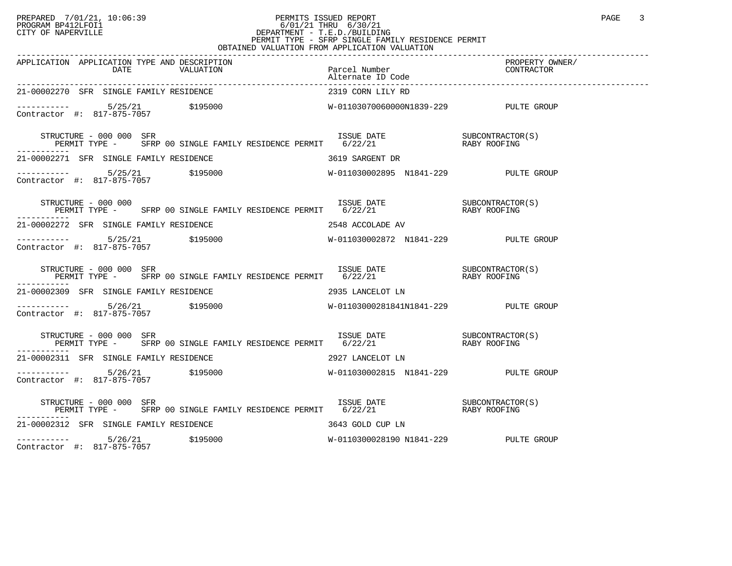PREPARED 7/01/21, 10:06:39 PERMITS ISSUED REPORT
PROGRAM BP412LFOI1 6/01/21 THRU 6/30/21
CITY OF NAPERVILLE DEPARTMENT - T.E.D./BUILDING
PERMIT TYPE - SFRP SINGLE FAMILY RESIDENCE PERMIT
OBTAINED VALUATION FROM APPLICATION VALUATION

| APPLICATION | APPLICATION TYPE AND DESCRIPTION DATE | VALUATION | Parcel Number Alternate ID Code | PROPERTY OWNER/ CONTRACTOR |
|---|---|---|---|---|
| 21-00002270 | SFR SINGLE FAMILY RESIDENCE | | 2319 CORN LILY RD | |
| ----------- | 5/25/21 | $195000 | W-01103070060000N1839-229 | PULTE GROUP |
| Contractor #: 817-875-7057 | | | | |
| STRUCTURE - 000 000 SFR | PERMIT TYPE - SFRP 00 SINGLE FAMILY RESIDENCE PERMIT | | ISSUE DATE 6/22/21 | SUBCONTRACTOR(S) RABY ROOFING |
| 21-00002271 | SFR SINGLE FAMILY RESIDENCE | | 3619 SARGENT DR | |
| ----------- | 5/25/21 | $195000 | W-011030002895 N1841-229 | PULTE GROUP |
| Contractor #: 817-875-7057 | | | | |
| STRUCTURE - 000 000 | PERMIT TYPE - SFRP 00 SINGLE FAMILY RESIDENCE PERMIT | | ISSUE DATE 6/22/21 | SUBCONTRACTOR(S) RABY ROOFING |
| 21-00002272 | SFR SINGLE FAMILY RESIDENCE | | 2548 ACCOLADE AV | |
| ----------- | 5/25/21 | $195000 | W-011030002872 N1841-229 | PULTE GROUP |
| Contractor #: 817-875-7057 | | | | |
| STRUCTURE - 000 000 SFR | PERMIT TYPE - SFRP 00 SINGLE FAMILY RESIDENCE PERMIT | | ISSUE DATE 6/22/21 | SUBCONTRACTOR(S) RABY ROOFING |
| 21-00002309 | SFR SINGLE FAMILY RESIDENCE | | 2935 LANCELOT LN | |
| ----------- | 5/26/21 | $195000 | W-01103000281841N1841-229 | PULTE GROUP |
| Contractor #: 817-875-7057 | | | | |
| STRUCTURE - 000 000 SFR | PERMIT TYPE - SFRP 00 SINGLE FAMILY RESIDENCE PERMIT | | ISSUE DATE 6/22/21 | SUBCONTRACTOR(S) RABY ROOFING |
| 21-00002311 | SFR SINGLE FAMILY RESIDENCE | | 2927 LANCELOT LN | |
| ----------- | 5/26/21 | $195000 | W-011030002815 N1841-229 | PULTE GROUP |
| Contractor #: 817-875-7057 | | | | |
| STRUCTURE - 000 000 SFR | PERMIT TYPE - SFRP 00 SINGLE FAMILY RESIDENCE PERMIT | | ISSUE DATE 6/22/21 | SUBCONTRACTOR(S) RABY ROOFING |
| 21-00002312 | SFR SINGLE FAMILY RESIDENCE | | 3643 GOLD CUP LN | |
| ----------- | 5/26/21 | $195000 | W-0110300028190 N1841-229 | PULTE GROUP |
| Contractor #: 817-875-7057 | | | | |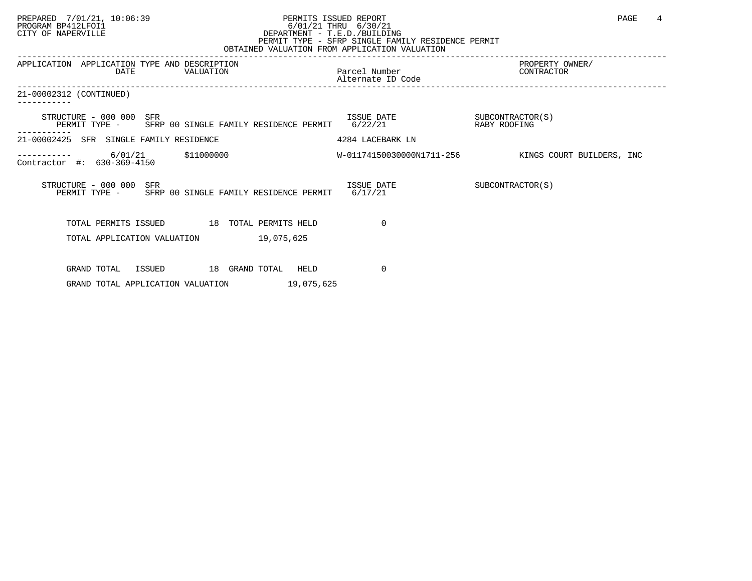PREPARED 7/01/21, 10:06:39 PERMITS ISSUED REPORT
PROGRAM BP412LFOI1 6/01/21 THRU 6/30/21
CITY OF NAPERVILLE DEPARTMENT - T.E.D./BUILDING
PERMIT TYPE - SFRP SINGLE FAMILY RESIDENCE PERMIT
OBTAINED VALUATION FROM APPLICATION VALUATION

| APPLICATION | APPLICATION TYPE AND DESCRIPTION DATE VALUATION | Parcel Number Alternate ID Code | PROPERTY OWNER/ CONTRACTOR |
|---|---|---|---|
| 21-00002312 (CONTINUED) | | | |
| | STRUCTURE - 000 000 SFR PERMIT TYPE - SFRP 00 SINGLE FAMILY RESIDENCE PERMIT | ISSUE DATE 6/22/21 | SUBCONTRACTOR(S) RABY ROOFING |
| 21-00002425 | SFR SINGLE FAMILY RESIDENCE | 4284 LACEBARK LN | |
| | 6/01/21 $11000000 | W-01174150030000N1711-256 | KINGS COURT BUILDERS, INC |
| Contractor #: 630-369-4150 | | | |
| | STRUCTURE - 000 000 SFR PERMIT TYPE - SFRP 00 SINGLE FAMILY RESIDENCE PERMIT | ISSUE DATE 6/17/21 | SUBCONTRACTOR(S) |

TOTAL PERMITS ISSUED 18 TOTAL PERMITS HELD 0

TOTAL APPLICATION VALUATION 19,075,625

GRAND TOTAL ISSUED 18 GRAND TOTAL HELD 0

GRAND TOTAL APPLICATION VALUATION 19,075,625